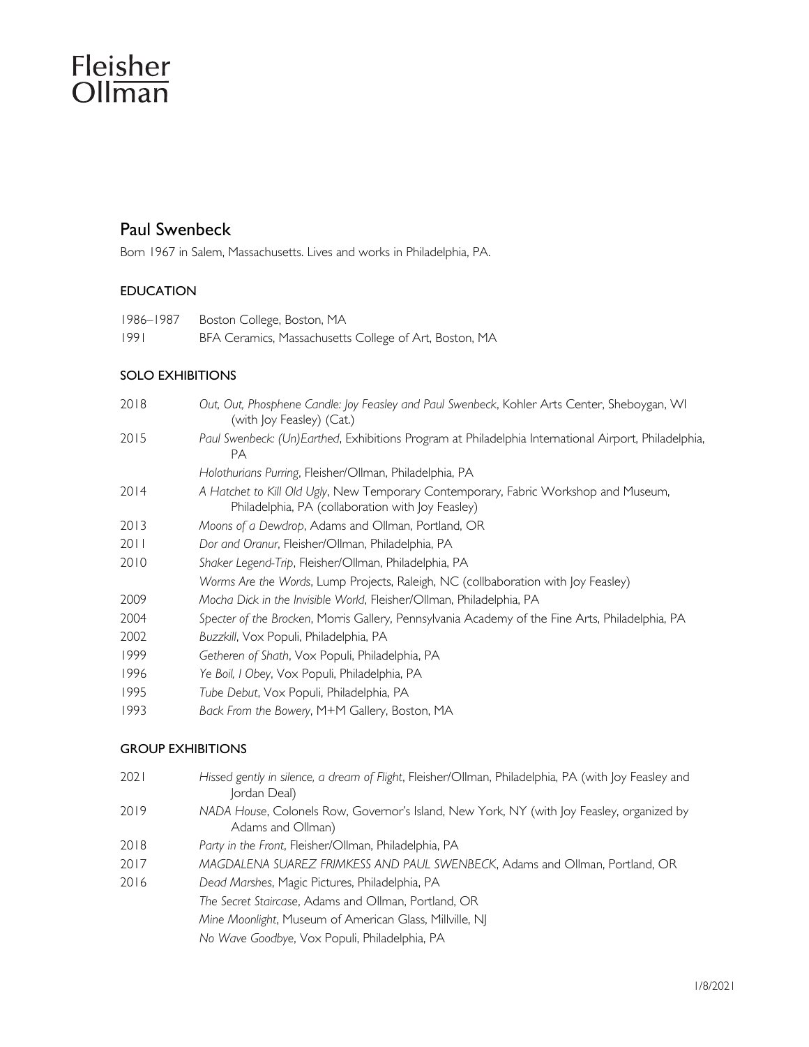Fleisher
Ollman

## Paul Swenbeck

Born 1967 in Salem, Massachusetts. Lives and works in Philadelphia, PA.

### EDUCATION

1986–1987 Boston College, Boston, MA

1991 BFA Ceramics, Massachusetts College of Art, Boston, MA

### SOLO EXHIBITIONS

2018 *Out, Out, Phosphene Candle: Joy Feasley and Paul Swenbeck*, Kohler Arts Center, Sheboygan, WI (with Joy Feasley) (Cat.)

2015 *Paul Swenbeck: (Un)Earthed*, Exhibitions Program at Philadelphia International Airport, Philadelphia, PA

*Holothurians Purring*, Fleisher/Ollman, Philadelphia, PA

2014 *A Hatchet to Kill Old Ugly*, New Temporary Contemporary, Fabric Workshop and Museum, Philadelphia, PA (collaboration with Joy Feasley)

2013 *Moons of a Dewdrop*, Adams and Ollman, Portland, OR

2011 *Dor and Oranur*, Fleisher/Ollman, Philadelphia, PA

2010 *Shaker Legend-Trip*, Fleisher/Ollman, Philadelphia, PA

*Worms Are the Words*, Lump Projects, Raleigh, NC (collbaboration with Joy Feasley)

2009 *Mocha Dick in the Invisible World*, Fleisher/Ollman, Philadelphia, PA

2004 *Specter of the Brocken*, Morris Gallery, Pennsylvania Academy of the Fine Arts, Philadelphia, PA

2002 *Buzzkill*, Vox Populi, Philadelphia, PA

1999 *Getheren of Shath*, Vox Populi, Philadelphia, PA

1996 *Ye Boil, I Obey*, Vox Populi, Philadelphia, PA

1995 *Tube Debut*, Vox Populi, Philadelphia, PA

1993 *Back From the Bowery*, M+M Gallery, Boston, MA

### GROUP EXHIBITIONS

2021 *Hissed gently in silence, a dream of Flight*, Fleisher/Ollman, Philadelphia, PA (with Joy Feasley and Jordan Deal)

2019 *NADA House*, Colonels Row, Governor's Island, New York, NY (with Joy Feasley, organized by Adams and Ollman)

2018 *Party in the Front*, Fleisher/Ollman, Philadelphia, PA

2017 *MAGDALENA SUAREZ FRIMKESS AND PAUL SWENBECK*, Adams and Ollman, Portland, OR

2016 *Dead Marshes*, Magic Pictures, Philadelphia, PA

*The Secret Staircase*, Adams and Ollman, Portland, OR

*Mine Moonlight*, Museum of American Glass, Millville, NJ

*No Wave Goodbye*, Vox Populi, Philadelphia, PA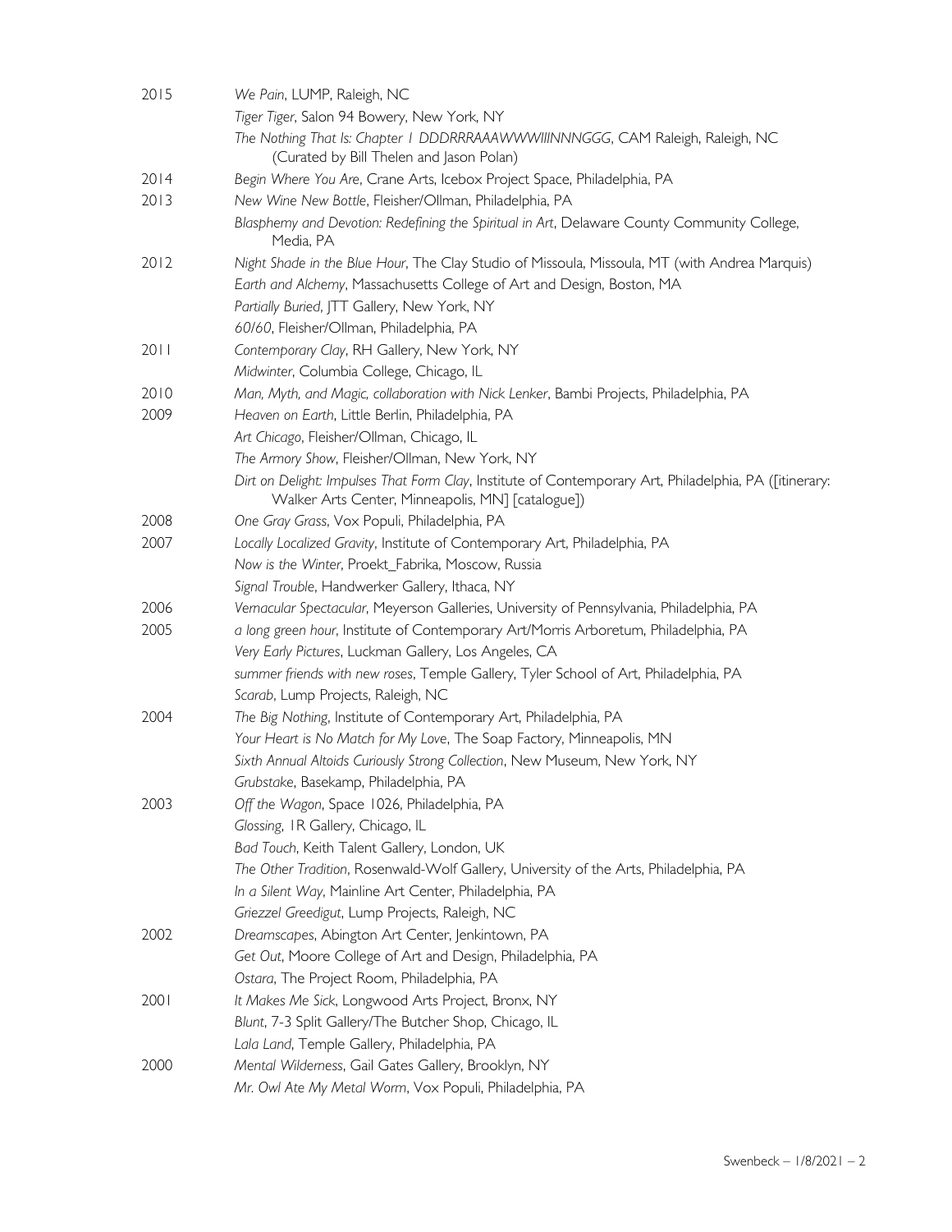2015 *We Pain*, LUMP, Raleigh, NC
*Tiger Tiger*, Salon 94 Bowery, New York, NY
*The Nothing That Is: Chapter 1 DDDRRRAAAWWWIIINNNGGG*, CAM Raleigh, Raleigh, NC (Curated by Bill Thelen and Jason Polan)

2014 *Begin Where You Are*, Crane Arts, Icebox Project Space, Philadelphia, PA

2013 *New Wine New Bottle*, Fleisher/Ollman, Philadelphia, PA
*Blasphemy and Devotion: Redefining the Spiritual in Art*, Delaware County Community College, Media, PA

2012 *Night Shade in the Blue Hour*, The Clay Studio of Missoula, Missoula, MT (with Andrea Marquis)
*Earth and Alchemy*, Massachusetts College of Art and Design, Boston, MA
*Partially Buried*, JTT Gallery, New York, NY
*60/60*, Fleisher/Ollman, Philadelphia, PA

2011 *Contemporary Clay*, RH Gallery, New York, NY
*Midwinter*, Columbia College, Chicago, IL

2010 *Man, Myth, and Magic, collaboration with Nick Lenker*, Bambi Projects, Philadelphia, PA

2009 *Heaven on Earth*, Little Berlin, Philadelphia, PA
*Art Chicago*, Fleisher/Ollman, Chicago, IL
*The Armory Show*, Fleisher/Ollman, New York, NY
*Dirt on Delight: Impulses That Form Clay*, Institute of Contemporary Art, Philadelphia, PA ([itinerary: Walker Arts Center, Minneapolis, MN] [catalogue])

2008 *One Gray Grass*, Vox Populi, Philadelphia, PA

2007 *Locally Localized Gravity*, Institute of Contemporary Art, Philadelphia, PA
*Now is the Winter*, Proekt_Fabrika, Moscow, Russia
*Signal Trouble*, Handwerker Gallery, Ithaca, NY

2006 *Vernacular Spectacular*, Meyerson Galleries, University of Pennsylvania, Philadelphia, PA

2005 *a long green hour*, Institute of Contemporary Art/Morris Arboretum, Philadelphia, PA
*Very Early Pictures*, Luckman Gallery, Los Angeles, CA
*summer friends with new roses*, Temple Gallery, Tyler School of Art, Philadelphia, PA
*Scarab*, Lump Projects, Raleigh, NC

2004 *The Big Nothing*, Institute of Contemporary Art, Philadelphia, PA
*Your Heart is No Match for My Love*, The Soap Factory, Minneapolis, MN
*Sixth Annual Altoids Curiously Strong Collection*, New Museum, New York, NY
*Grubstake*, Basekamp, Philadelphia, PA

2003 *Off the Wagon*, Space 1026, Philadelphia, PA
*Glossing*, 1R Gallery, Chicago, IL
*Bad Touch*, Keith Talent Gallery, London, UK
*The Other Tradition*, Rosenwald-Wolf Gallery, University of the Arts, Philadelphia, PA
*In a Silent Way*, Mainline Art Center, Philadelphia, PA
*Griezzel Greedigut*, Lump Projects, Raleigh, NC

2002 *Dreamscapes*, Abington Art Center, Jenkintown, PA
*Get Out*, Moore College of Art and Design, Philadelphia, PA
*Ostara*, The Project Room, Philadelphia, PA

2001 *It Makes Me Sick*, Longwood Arts Project, Bronx, NY
*Blunt*, 7-3 Split Gallery/The Butcher Shop, Chicago, IL
*Lala Land*, Temple Gallery, Philadelphia, PA

2000 *Mental Wilderness*, Gail Gates Gallery, Brooklyn, NY
*Mr. Owl Ate My Metal Worm*, Vox Populi, Philadelphia, PA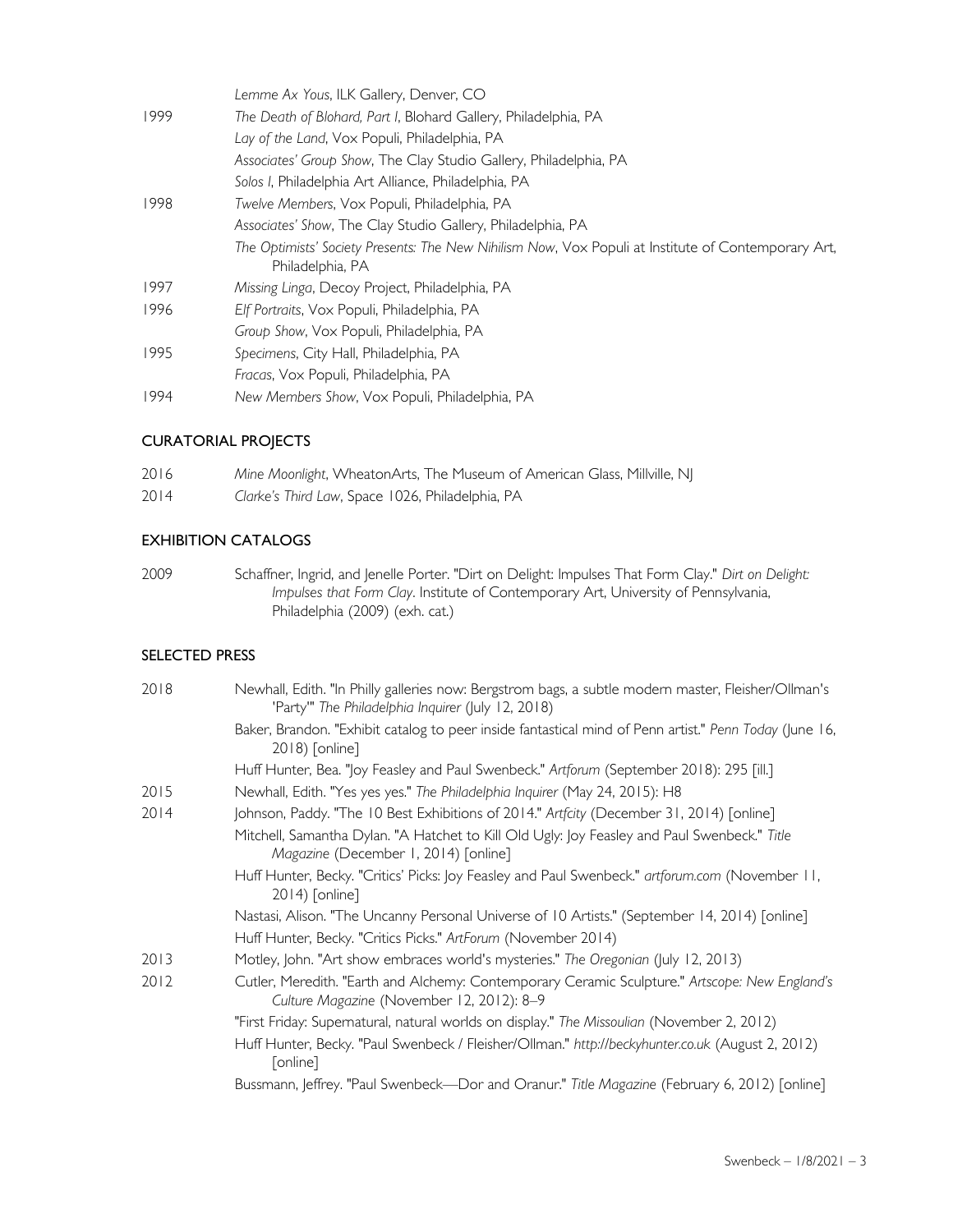| | |
|---|---|
| | *Lemme Ax Yous*, ILK Gallery, Denver, CO |
| 1999 | *The Death of Blohard, Part I*, Blohard Gallery, Philadelphia, PA |
| | *Lay of the Land*, Vox Populi, Philadelphia, PA |
| | *Associates' Group Show*, The Clay Studio Gallery, Philadelphia, PA |
| | *Solos I*, Philadelphia Art Alliance, Philadelphia, PA |
| 1998 | *Twelve Members*, Vox Populi, Philadelphia, PA |
| | *Associates' Show*, The Clay Studio Gallery, Philadelphia, PA |
| | *The Optimists' Society Presents: The New Nihilism Now*, Vox Populi at Institute of Contemporary Art, Philadelphia, PA |
| 1997 | *Missing Linga*, Decoy Project, Philadelphia, PA |
| 1996 | *Elf Portraits*, Vox Populi, Philadelphia, PA |
| | *Group Show*, Vox Populi, Philadelphia, PA |
| 1995 | *Specimens*, City Hall, Philadelphia, PA |
| | *Fracas*, Vox Populi, Philadelphia, PA |
| 1994 | *New Members Show*, Vox Populi, Philadelphia, PA |

## CURATORIAL PROJECTS

| | |
|---|---|
| 2016 | *Mine Moonlight*, WheatonArts, The Museum of American Glass, Millville, NJ |
| 2014 | *Clarke's Third Law*, Space 1026, Philadelphia, PA |

## EXHIBITION CATALOGS

| | |
|---|---|
| 2009 | Schaffner, Ingrid, and Jenelle Porter. "Dirt on Delight: Impulses That Form Clay." *Dirt on Delight: Impulses that Form Clay*. Institute of Contemporary Art, University of Pennsylvania, Philadelphia (2009) (exh. cat.) |

## SELECTED PRESS

| | |
|---|---|
| 2018 | Newhall, Edith. "In Philly galleries now: Bergstrom bags, a subtle modern master, Fleisher/Ollman's 'Party'" *The Philadelphia Inquirer* (July 12, 2018) |
| | Baker, Brandon. "Exhibit catalog to peer inside fantastical mind of Penn artist." *Penn Today* (June 16, 2018) [online] |
| | Huff Hunter, Bea. "Joy Feasley and Paul Swenbeck." *Artforum* (September 2018): 295 [ill.] |
| 2015 | Newhall, Edith. "Yes yes yes." *The Philadelphia Inquirer* (May 24, 2015): H8 |
| 2014 | Johnson, Paddy. "The 10 Best Exhibitions of 2014." *Artcity* (December 31, 2014) [online] |
| | Mitchell, Samantha Dylan. "A Hatchet to Kill Old Ugly: Joy Feasley and Paul Swenbeck." *Title Magazine* (December 1, 2014) [online] |
| | Huff Hunter, Becky. "Critics' Picks: Joy Feasley and Paul Swenbeck." *artforum.com* (November 11, 2014) [online] |
| | Nastasi, Alison. "The Uncanny Personal Universe of 10 Artists." (September 14, 2014) [online] |
| | Huff Hunter, Becky. "Critics Picks." *ArtForum* (November 2014) |
| 2013 | Motley, John. "Art show embraces world's mysteries." *The Oregonian* (July 12, 2013) |
| 2012 | Cutler, Meredith. "Earth and Alchemy: Contemporary Ceramic Sculpture." *Artscope: New England's Culture Magazine* (November 12, 2012): 8–9 |
| | "First Friday: Supernatural, natural worlds on display." *The Missoulian* (November 2, 2012) |
| | Huff Hunter, Becky. "Paul Swenbeck / Fleisher/Ollman." *http://beckyhunter.co.uk* (August 2, 2012) [online] |
| | Bussmann, Jeffrey. "Paul Swenbeck—Dor and Oranur." *Title Magazine* (February 6, 2012) [online] |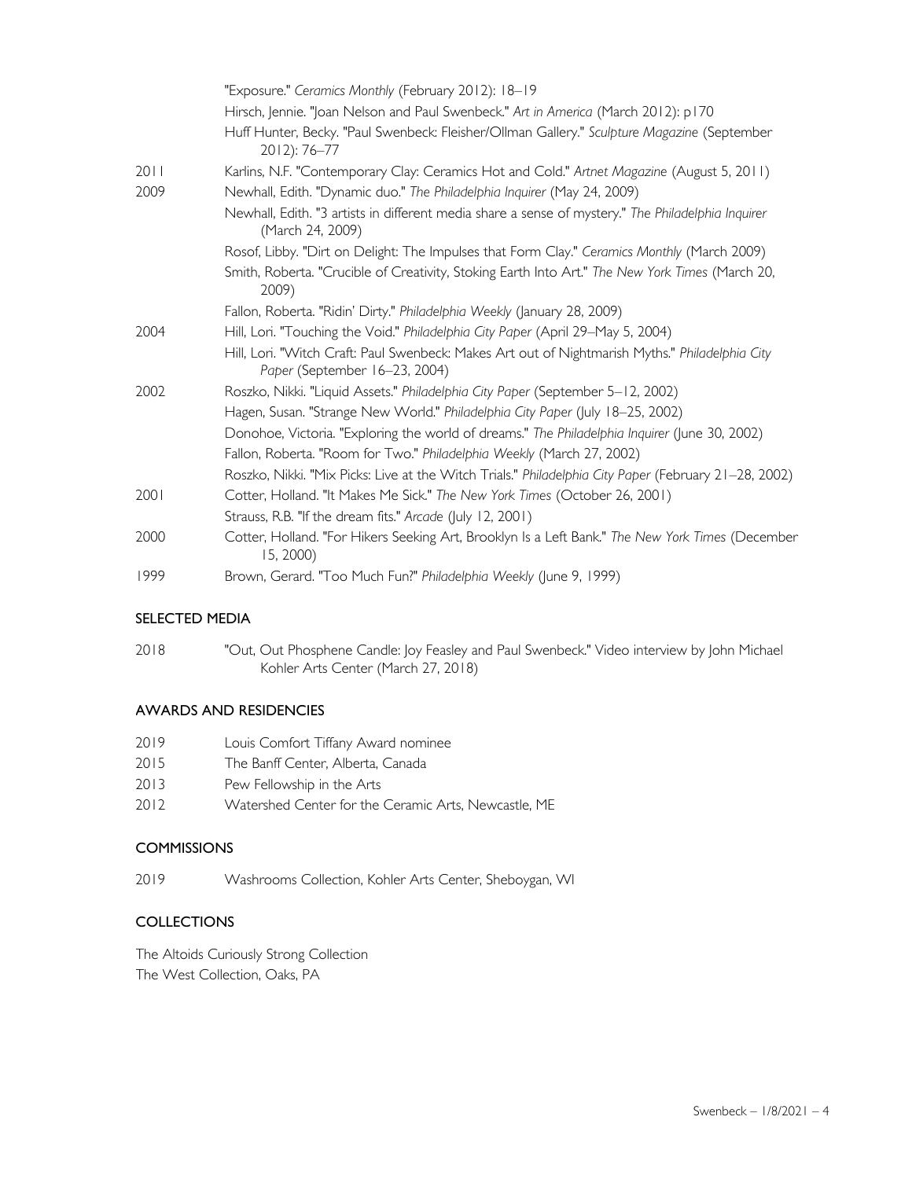"Exposure." *Ceramics Monthly* (February 2012): 18–19

Hirsch, Jennie. "Joan Nelson and Paul Swenbeck." *Art in America* (March 2012): p170

Huff Hunter, Becky. "Paul Swenbeck: Fleisher/Ollman Gallery." *Sculpture Magazine* (September 2012): 76–77

2011 Karlins, N.F. "Contemporary Clay: Ceramics Hot and Cold." *Artnet Magazine* (August 5, 2011)

2009 Newhall, Edith. "Dynamic duo." *The Philadelphia Inquirer* (May 24, 2009)

Newhall, Edith. "3 artists in different media share a sense of mystery." *The Philadelphia Inquirer* (March 24, 2009)

Rosof, Libby. "Dirt on Delight: The Impulses that Form Clay." *Ceramics Monthly* (March 2009)

Smith, Roberta. "Crucible of Creativity, Stoking Earth Into Art." *The New York Times* (March 20, 2009)

Fallon, Roberta. "Ridin' Dirty." *Philadelphia Weekly* (January 28, 2009)

2004 Hill, Lori. "Touching the Void." *Philadelphia City Paper* (April 29–May 5, 2004)

Hill, Lori. "Witch Craft: Paul Swenbeck: Makes Art out of Nightmarish Myths." *Philadelphia City Paper* (September 16–23, 2004)

2002 Roszko, Nikki. "Liquid Assets." *Philadelphia City Paper* (September 5–12, 2002)

Hagen, Susan. "Strange New World." *Philadelphia City Paper* (July 18–25, 2002)

Donohoe, Victoria. "Exploring the world of dreams." *The Philadelphia Inquirer* (June 30, 2002)

Fallon, Roberta. "Room for Two." *Philadelphia Weekly* (March 27, 2002)

Roszko, Nikki. "Mix Picks: Live at the Witch Trials." *Philadelphia City Paper* (February 21–28, 2002)

2001 Cotter, Holland. "It Makes Me Sick." *The New York Times* (October 26, 2001)

Strauss, R.B. "If the dream fits." *Arcade* (July 12, 2001)

2000 Cotter, Holland. "For Hikers Seeking Art, Brooklyn Is a Left Bank." *The New York Times* (December 15, 2000)

1999 Brown, Gerard. "Too Much Fun?" *Philadelphia Weekly* (June 9, 1999)

## SELECTED MEDIA

2018 "Out, Out Phosphene Candle: Joy Feasley and Paul Swenbeck." Video interview by John Michael Kohler Arts Center (March 27, 2018)

## AWARDS AND RESIDENCIES

2019 Louis Comfort Tiffany Award nominee

2015 The Banff Center, Alberta, Canada

2013 Pew Fellowship in the Arts

2012 Watershed Center for the Ceramic Arts, Newcastle, ME

## COMMISSIONS

2019 Washrooms Collection, Kohler Arts Center, Sheboygan, WI

## COLLECTIONS

The Altoids Curiously Strong Collection

The West Collection, Oaks, PA